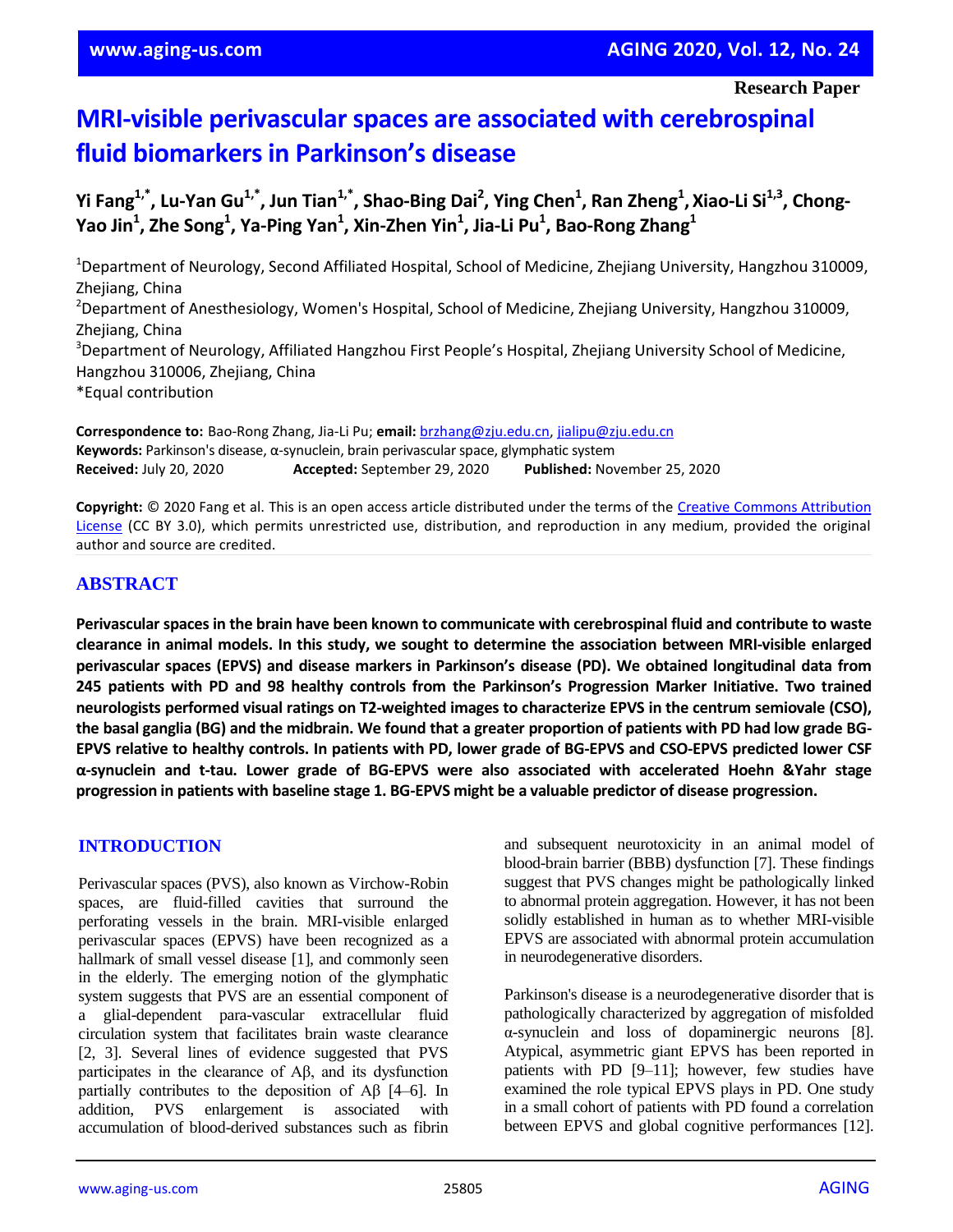Research Paper

# MRI-visible perivascular spaces are associated with cerebrospinal fluid biomarkers in Parkinson's disease

**Yi Fang[1,*], Lu-Yan Gu[1,*], Jun Tian[1,*], Shao-Bing Dai[2], Ying Chen[1], Ran Zheng[1], Xiao-Li Si[1,3], Chong-Yao Jin[1], Zhe Song[1], Ya-Ping Yan[1], Xin-Zhen Yin[1], Jia-Li Pu[1], Bao-Rong Zhang[1]**

[1]Department of Neurology, Second Affiliated Hospital, School of Medicine, Zhejiang University, Hangzhou 310009, Zhejiang, China
[2]Department of Anesthesiology, Women's Hospital, School of Medicine, Zhejiang University, Hangzhou 310009, Zhejiang, China
[3]Department of Neurology, Affiliated Hangzhou First People's Hospital, Zhejiang University School of Medicine, Hangzhou 310006, Zhejiang, China
*Equal contribution

**Correspondence to:** Bao-Rong Zhang, Jia-Li Pu; **email:** brzhang@zju.edu.cn, jialipu@zju.edu.cn
**Keywords:** Parkinson's disease, α-synuclein, brain perivascular space, glymphatic system
**Received:** July 20, 2020 **Accepted:** September 29, 2020 **Published:** November 25, 2020

**Copyright:** © 2020 Fang et al. This is an open access article distributed under the terms of the Creative Commons Attribution License (CC BY 3.0), which permits unrestricted use, distribution, and reproduction in any medium, provided the original author and source are credited.

## ABSTRACT

**Perivascular spaces in the brain have been known to communicate with cerebrospinal fluid and contribute to waste clearance in animal models. In this study, we sought to determine the association between MRI-visible enlarged perivascular spaces (EPVS) and disease markers in Parkinson's disease (PD). We obtained longitudinal data from 245 patients with PD and 98 healthy controls from the Parkinson's Progression Marker Initiative. Two trained neurologists performed visual ratings on T2-weighted images to characterize EPVS in the centrum semiovale (CSO), the basal ganglia (BG) and the midbrain. We found that a greater proportion of patients with PD had low grade BG-EPVS relative to healthy controls. In patients with PD, lower grade of BG-EPVS and CSO-EPVS predicted lower CSF α-synuclein and t-tau. Lower grade of BG-EPVS were also associated with accelerated Hoehn &Yahr stage progression in patients with baseline stage 1. BG-EPVS might be a valuable predictor of disease progression.**

## INTRODUCTION

Perivascular spaces (PVS), also known as Virchow-Robin spaces, are fluid-filled cavities that surround the perforating vessels in the brain. MRI-visible enlarged perivascular spaces (EPVS) have been recognized as a hallmark of small vessel disease [1], and commonly seen in the elderly. The emerging notion of the glymphatic system suggests that PVS are an essential component of a glial-dependent para-vascular extracellular fluid circulation system that facilitates brain waste clearance [2, 3]. Several lines of evidence suggested that PVS participates in the clearance of Aβ, and its dysfunction partially contributes to the deposition of Aβ [4–6]. In addition, PVS enlargement is associated with accumulation of blood-derived substances such as fibrin and subsequent neurotoxicity in an animal model of blood-brain barrier (BBB) dysfunction [7]. These findings suggest that PVS changes might be pathologically linked to abnormal protein aggregation. However, it has not been solidly established in human as to whether MRI-visible EPVS are associated with abnormal protein accumulation in neurodegenerative disorders.

Parkinson's disease is a neurodegenerative disorder that is pathologically characterized by aggregation of misfolded α-synuclein and loss of dopaminergic neurons [8]. Atypical, asymmetric giant EPVS has been reported in patients with PD [9–11]; however, few studies have examined the role typical EPVS plays in PD. One study in a small cohort of patients with PD found a correlation between EPVS and global cognitive performances [12].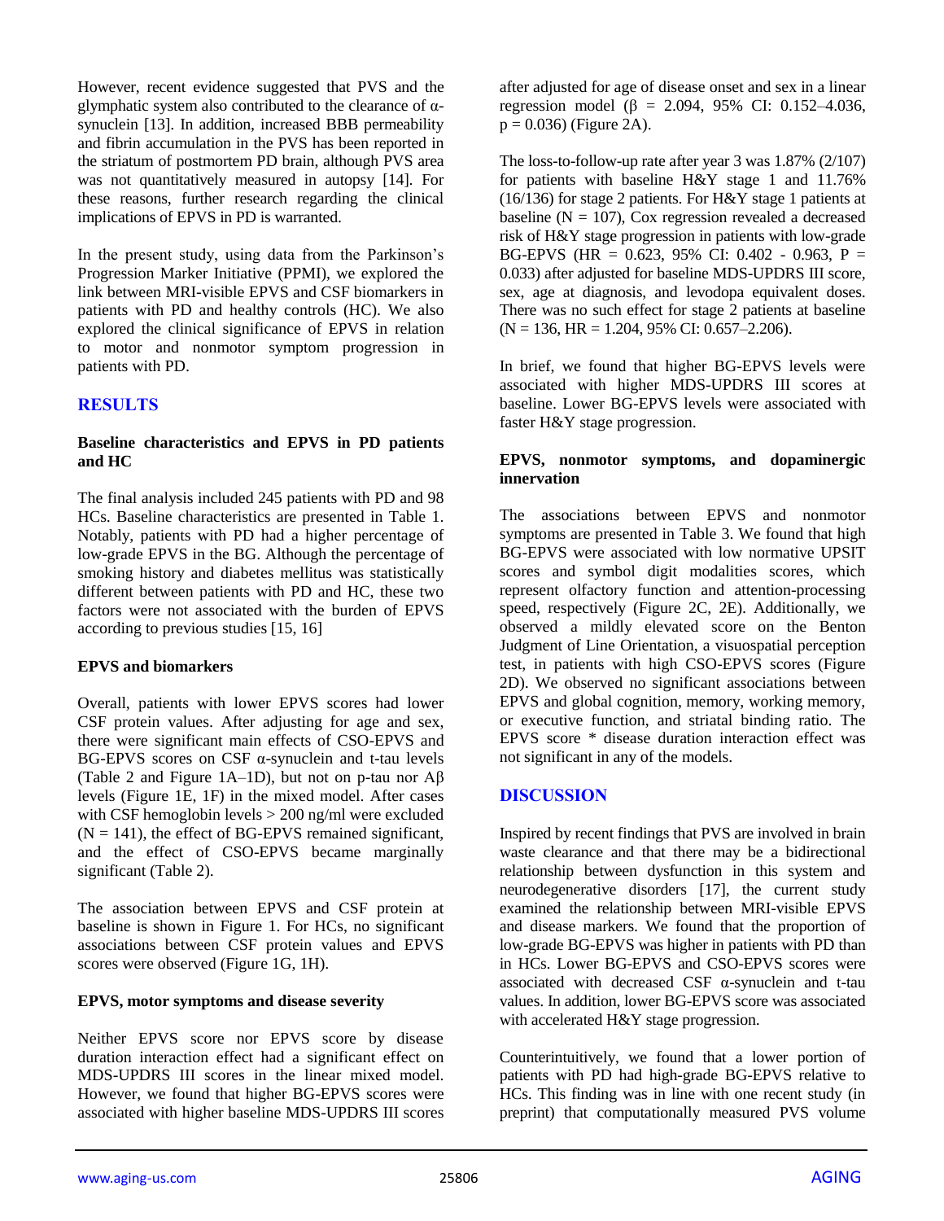However, recent evidence suggested that PVS and the glymphatic system also contributed to the clearance of α-synuclein [13]. In addition, increased BBB permeability and fibrin accumulation in the PVS has been reported in the striatum of postmortem PD brain, although PVS area was not quantitatively measured in autopsy [14]. For these reasons, further research regarding the clinical implications of EPVS in PD is warranted.

In the present study, using data from the Parkinson's Progression Marker Initiative (PPMI), we explored the link between MRI-visible EPVS and CSF biomarkers in patients with PD and healthy controls (HC). We also explored the clinical significance of EPVS in relation to motor and nonmotor symptom progression in patients with PD.

## RESULTS

### Baseline characteristics and EPVS in PD patients and HC

The final analysis included 245 patients with PD and 98 HCs. Baseline characteristics are presented in Table 1. Notably, patients with PD had a higher percentage of low-grade EPVS in the BG. Although the percentage of smoking history and diabetes mellitus was statistically different between patients with PD and HC, these two factors were not associated with the burden of EPVS according to previous studies [15, 16]

### EPVS and biomarkers

Overall, patients with lower EPVS scores had lower CSF protein values. After adjusting for age and sex, there were significant main effects of CSO-EPVS and BG-EPVS scores on CSF α-synuclein and t-tau levels (Table 2 and Figure 1A–1D), but not on p-tau nor Aβ levels (Figure 1E, 1F) in the mixed model. After cases with CSF hemoglobin levels > 200 ng/ml were excluded (N = 141), the effect of BG-EPVS remained significant, and the effect of CSO-EPVS became marginally significant (Table 2).

The association between EPVS and CSF protein at baseline is shown in Figure 1. For HCs, no significant associations between CSF protein values and EPVS scores were observed (Figure 1G, 1H).

### EPVS, motor symptoms and disease severity

Neither EPVS score nor EPVS score by disease duration interaction effect had a significant effect on MDS-UPDRS III scores in the linear mixed model. However, we found that higher BG-EPVS scores were associated with higher baseline MDS-UPDRS III scores after adjusted for age of disease onset and sex in a linear regression model (β = 2.094, 95% CI: 0.152–4.036, p = 0.036) (Figure 2A).

The loss-to-follow-up rate after year 3 was 1.87% (2/107) for patients with baseline H&Y stage 1 and 11.76% (16/136) for stage 2 patients. For H&Y stage 1 patients at baseline (N = 107), Cox regression revealed a decreased risk of H&Y stage progression in patients with low-grade BG-EPVS (HR = 0.623, 95% CI: 0.402 - 0.963, P = 0.033) after adjusted for baseline MDS-UPDRS III score, sex, age at diagnosis, and levodopa equivalent doses. There was no such effect for stage 2 patients at baseline (N = 136, HR = 1.204, 95% CI: 0.657–2.206).

In brief, we found that higher BG-EPVS levels were associated with higher MDS-UPDRS III scores at baseline. Lower BG-EPVS levels were associated with faster H&Y stage progression.

### EPVS, nonmotor symptoms, and dopaminergic innervation

The associations between EPVS and nonmotor symptoms are presented in Table 3. We found that high BG-EPVS were associated with low normative UPSIT scores and symbol digit modalities scores, which represent olfactory function and attention-processing speed, respectively (Figure 2C, 2E). Additionally, we observed a mildly elevated score on the Benton Judgment of Line Orientation, a visuospatial perception test, in patients with high CSO-EPVS scores (Figure 2D). We observed no significant associations between EPVS and global cognition, memory, working memory, or executive function, and striatal binding ratio. The EPVS score * disease duration interaction effect was not significant in any of the models.

## DISCUSSION

Inspired by recent findings that PVS are involved in brain waste clearance and that there may be a bidirectional relationship between dysfunction in this system and neurodegenerative disorders [17], the current study examined the relationship between MRI-visible EPVS and disease markers. We found that the proportion of low-grade BG-EPVS was higher in patients with PD than in HCs. Lower BG-EPVS and CSO-EPVS scores were associated with decreased CSF α-synuclein and t-tau values. In addition, lower BG-EPVS score was associated with accelerated H&Y stage progression.

Counterintuitively, we found that a lower portion of patients with PD had high-grade BG-EPVS relative to HCs. This finding was in line with one recent study (in preprint) that computationally measured PVS volume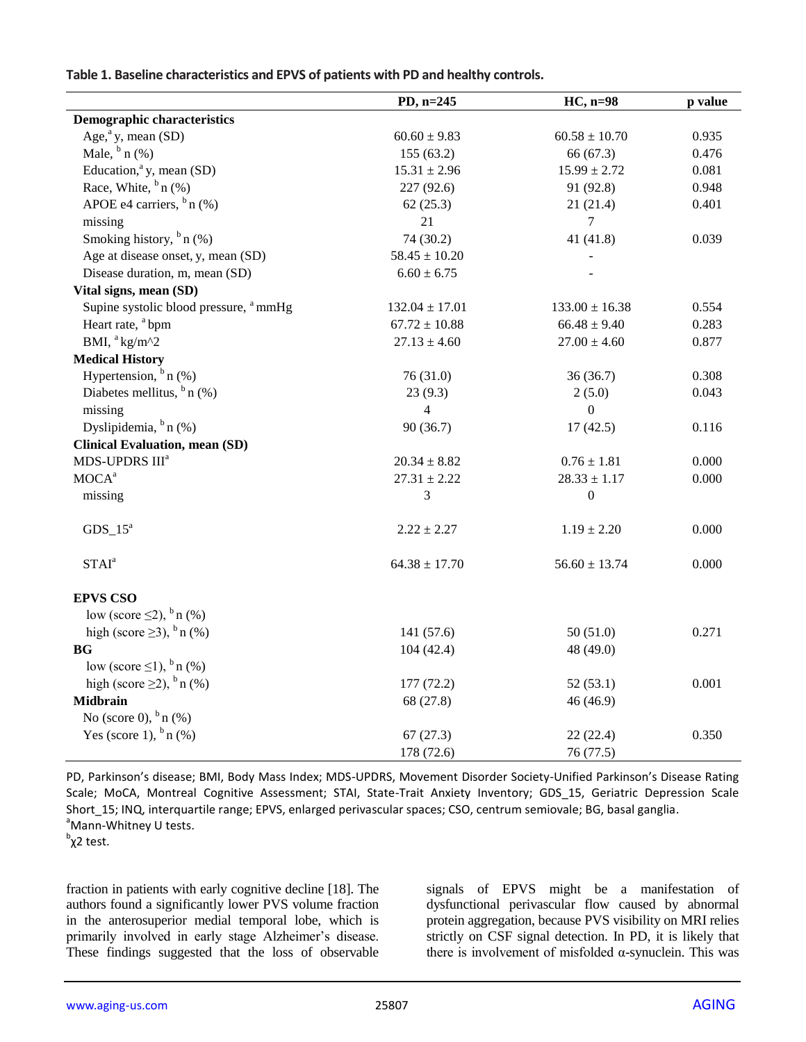**Table 1. Baseline characteristics and EPVS of patients with PD and healthy controls.**

| | PD, n=245 | HC, n=98 | p value |
|---|---|---|---|
| **Demographic characteristics** | | | |
| Age,[a] y, mean (SD) | 60.60 ± 9.83 | 60.58 ± 10.70 | 0.935 |
| Male, [b] n (%) | 155 (63.2) | 66 (67.3) | 0.476 |
| Education,[a] y, mean (SD) | 15.31 ± 2.96 | 15.99 ± 2.72 | 0.081 |
| Race, White, [b] n (%) | 227 (92.6) | 91 (92.8) | 0.948 |
| APOE e4 carriers, [b] n (%) | 62 (25.3) | 21 (21.4) | 0.401 |
| missing | 21 | 7 | |
| Smoking history, [b] n (%) | 74 (30.2) | 41 (41.8) | 0.039 |
| Age at disease onset, y, mean (SD) | 58.45 ± 10.20 | - | |
| Disease duration, m, mean (SD) | 6.60 ± 6.75 | - | |
| **Vital signs, mean (SD)** | | | |
| Supine systolic blood pressure, [a] mmHg | 132.04 ± 17.01 | 133.00 ± 16.38 | 0.554 |
| Heart rate, [a] bpm | 67.72 ± 10.88 | 66.48 ± 9.40 | 0.283 |
| BMI, [a] kg/m^2 | 27.13 ± 4.60 | 27.00 ± 4.60 | 0.877 |
| **Medical History** | | | |
| Hypertension, [b] n (%) | 76 (31.0) | 36 (36.7) | 0.308 |
| Diabetes mellitus, [b] n (%) | 23 (9.3) | 2 (5.0) | 0.043 |
| missing | 4 | 0 | |
| Dyslipidemia, [b] n (%) | 90 (36.7) | 17 (42.5) | 0.116 |
| **Clinical Evaluation, mean (SD)** | | | |
| MDS-UPDRS III[a] | 20.34 ± 8.82 | 0.76 ± 1.81 | 0.000 |
| MOCA[a] | 27.31 ± 2.22 | 28.33 ± 1.17 | 0.000 |
| missing | 3 | 0 | |
| GDS_15[a] | 2.22 ± 2.27 | 1.19 ± 2.20 | 0.000 |
| STAI[a] | 64.38 ± 17.70 | 56.60 ± 13.74 | 0.000 |
| **EPVS CSO** | | | |
| low (score ≤2), [b] n (%) | | | |
| high (score ≥3), [b] n (%) | 141 (57.6) | 50 (51.0) | 0.271 |
| **BG** | 104 (42.4) | 48 (49.0) | |
| low (score ≤1), [b] n (%) | | | |
| high (score ≥2), [b] n (%) | 177 (72.2) | 52 (53.1) | 0.001 |
| **Midbrain** | 68 (27.8) | 46 (46.9) | |
| No (score 0), [b] n (%) | | | |
| Yes (score 1), [b] n (%) | 67 (27.3) | 22 (22.4) | 0.350 |
| | 178 (72.6) | 76 (77.5) | |

PD, Parkinson's disease; BMI, Body Mass Index; MDS-UPDRS, Movement Disorder Society-Unified Parkinson's Disease Rating Scale; MoCA, Montreal Cognitive Assessment; STAI, State-Trait Anxiety Inventory; GDS_15, Geriatric Depression Scale Short_15; INQ, interquartile range; EPVS, enlarged perivascular spaces; CSO, centrum semiovale; BG, basal ganglia.
[a]Mann-Whitney U tests.
[b]$\chi^2$ test.

fraction in patients with early cognitive decline [18]. The authors found a significantly lower PVS volume fraction in the anterosuperior medial temporal lobe, which is primarily involved in early stage Alzheimer's disease. These findings suggested that the loss of observable signals of EPVS might be a manifestation of dysfunctional perivascular flow caused by abnormal protein aggregation, because PVS visibility on MRI relies strictly on CSF signal detection. In PD, it is likely that there is involvement of misfolded α-synuclein. This was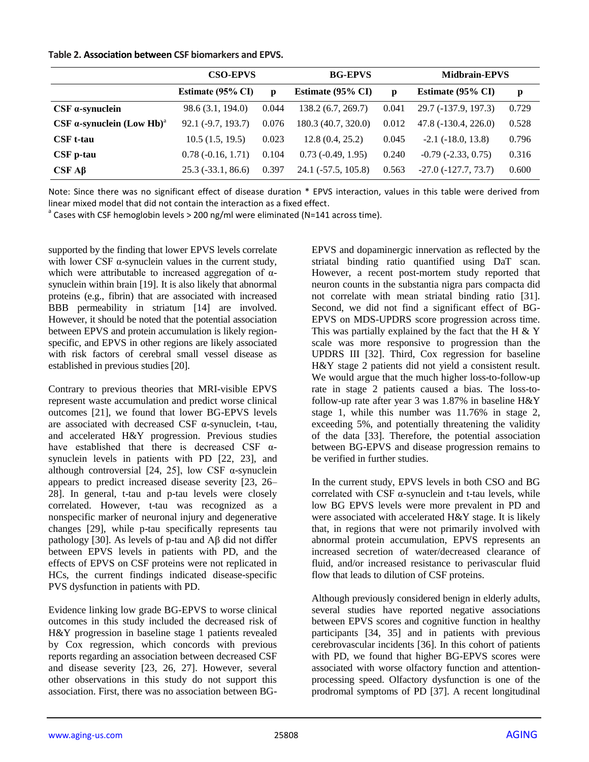**Table 2. Association between CSF biomarkers and EPVS.**

| | CSO-EPVS | | BG-EPVS | | Midbrain-EPVS | |
|---|---|---|---|---|---|---|
| | Estimate (95% CI) | p | Estimate (95% CI) | p | Estimate (95% CI) | p |
| **CSF α-synuclein** | 98.6 (3.1, 194.0) | 0.044 | 138.2 (6.7, 269.7) | 0.041 | 29.7 (-137.9, 197.3) | 0.729 |
| **CSF α-synuclein (Low Hb)**[a] | 92.1 (-9.7, 193.7) | 0.076 | 180.3 (40.7, 320.0) | 0.012 | 47.8 (-130.4, 226.0) | 0.528 |
| **CSF t-tau** | 10.5 (1.5, 19.5) | 0.023 | 12.8 (0.4, 25.2) | 0.045 | -2.1 (-18.0, 13.8) | 0.796 |
| **CSF p-tau** | 0.78 (-0.16, 1.71) | 0.104 | 0.73 (-0.49, 1.95) | 0.240 | -0.79 (-2.33, 0.75) | 0.316 |
| **CSF Aβ** | 25.3 (-33.1, 86.6) | 0.397 | 24.1 (-57.5, 105.8) | 0.563 | -27.0 (-127.7, 73.7) | 0.600 |

Note: Since there was no significant effect of disease duration * EPVS interaction, values in this table were derived from linear mixed model that did not contain the interaction as a fixed effect.
[a] Cases with CSF hemoglobin levels > 200 ng/ml were eliminated (N=141 across time).

supported by the finding that lower EPVS levels correlate with lower CSF α-synuclein values in the current study, which were attributable to increased aggregation of α-synuclein within brain [19]. It is also likely that abnormal proteins (e.g., fibrin) that are associated with increased BBB permeability in striatum [14] are involved. However, it should be noted that the potential association between EPVS and protein accumulation is likely region-specific, and EPVS in other regions are likely associated with risk factors of cerebral small vessel disease as established in previous studies [20].

Contrary to previous theories that MRI-visible EPVS represent waste accumulation and predict worse clinical outcomes [21], we found that lower BG-EPVS levels are associated with decreased CSF α-synuclein, t-tau, and accelerated H&Y progression. Previous studies have established that there is decreased CSF α-synuclein levels in patients with PD [22, 23], and although controversial [24, 25], low CSF α-synuclein appears to predict increased disease severity [23, 26–28]. In general, t-tau and p-tau levels were closely correlated. However, t-tau was recognized as a nonspecific marker of neuronal injury and degenerative changes [29], while p-tau specifically represents tau pathology [30]. As levels of p-tau and Aβ did not differ between EPVS levels in patients with PD, and the effects of EPVS on CSF proteins were not replicated in HCs, the current findings indicated disease-specific PVS dysfunction in patients with PD.

Evidence linking low grade BG-EPVS to worse clinical outcomes in this study included the decreased risk of H&Y progression in baseline stage 1 patients revealed by Cox regression, which concords with previous reports regarding an association between decreased CSF and disease severity [23, 26, 27]. However, several other observations in this study do not support this association. First, there was no association between BG-EPVS and dopaminergic innervation as reflected by the striatal binding ratio quantified using DaT scan. However, a recent post-mortem study reported that neuron counts in the substantia nigra pars compacta did not correlate with mean striatal binding ratio [31]. Second, we did not find a significant effect of BG-EPVS on MDS-UPDRS score progression across time. This was partially explained by the fact that the H & Y scale was more responsive to progression than the UPDRS III [32]. Third, Cox regression for baseline H&Y stage 2 patients did not yield a consistent result. We would argue that the much higher loss-to-follow-up rate in stage 2 patients caused a bias. The loss-to-follow-up rate after year 3 was 1.87% in baseline H&Y stage 1, while this number was 11.76% in stage 2, exceeding 5%, and potentially threatening the validity of the data [33]. Therefore, the potential association between BG-EPVS and disease progression remains to be verified in further studies.

In the current study, EPVS levels in both CSO and BG correlated with CSF α-synuclein and t-tau levels, while low BG EPVS levels were more prevalent in PD and were associated with accelerated H&Y stage. It is likely that, in regions that were not primarily involved with abnormal protein accumulation, EPVS represents an increased secretion of water/decreased clearance of fluid, and/or increased resistance to perivascular fluid flow that leads to dilution of CSF proteins.

Although previously considered benign in elderly adults, several studies have reported negative associations between EPVS scores and cognitive function in healthy participants [34, 35] and in patients with previous cerebrovascular incidents [36]. In this cohort of patients with PD, we found that higher BG-EPVS scores were associated with worse olfactory function and attention-processing speed. Olfactory dysfunction is one of the prodromal symptoms of PD [37]. A recent longitudinal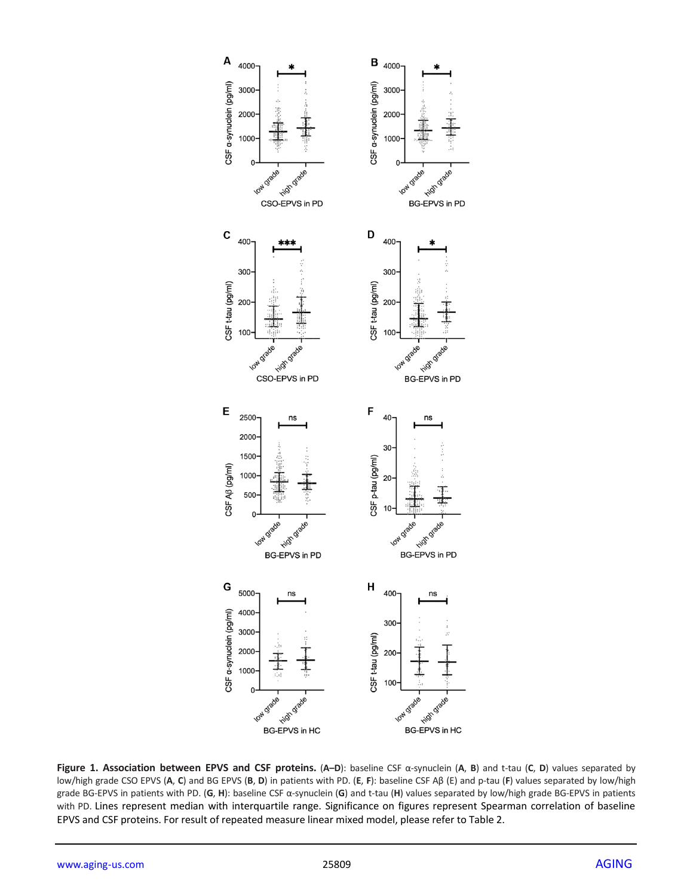**Figure 1. Association between EPVS and CSF proteins.** (**A–D**): baseline CSF α-synuclein (**A**, **B**) and t-tau (**C**, **D**) values separated by low/high grade CSO EPVS (**A**, **C**) and BG EPVS (**B**, **D**) in patients with PD. (**E**, **F**): baseline CSF Aβ (E) and p-tau (**F**) values separated by low/high grade BG-EPVS in patients with PD. (**G**, **H**): baseline CSF α-synuclein (**G**) and t-tau (**H**) values separated by low/high grade BG-EPVS in patients with PD. Lines represent median with interquartile range. Significance on figures represent Spearman correlation of baseline EPVS and CSF proteins. For result of repeated measure linear mixed model, please refer to Table 2.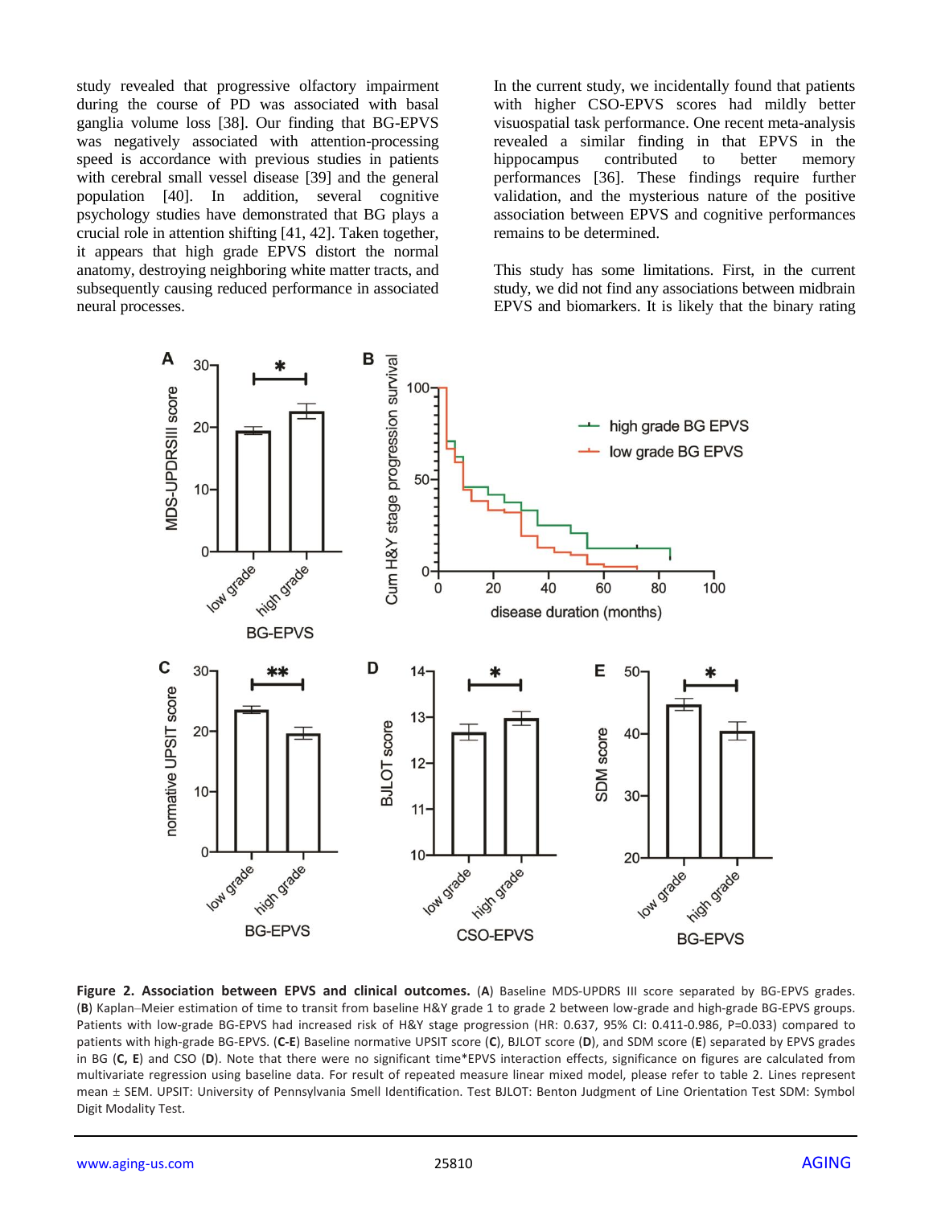study revealed that progressive olfactory impairment during the course of PD was associated with basal ganglia volume loss [38]. Our finding that BG-EPVS was negatively associated with attention-processing speed is accordance with previous studies in patients with cerebral small vessel disease [39] and the general population [40]. In addition, several cognitive psychology studies have demonstrated that BG plays a crucial role in attention shifting [41, 42]. Taken together, it appears that high grade BG EPVS distort the normal anatomy, destroying neighboring white matter tracts, and subsequently causing reduced performance in associated neural processes.

In the current study, we incidentally found that patients with higher CSO-EPVS scores had mildly better visuospatial task performance. One recent meta-analysis revealed a similar finding in that EPVS in the hippocampus contributed to better memory performances [36]. These findings require further validation, and the mysterious nature of the positive association between EPVS and cognitive performances remains to be determined.

This study has some limitations. First, in the current study, we did not find any associations between midbrain EPVS and biomarkers. It is likely that the binary rating

**Figure 2. Association between EPVS and clinical outcomes.** (**A**) Baseline MDS-UPDRS III score separated by BG-EPVS grades. (**B**) Kaplan–Meier estimation of time to transit from baseline H&Y grade 1 to grade 2 between low-grade and high-grade BG-EPVS groups. Patients with low-grade BG-EPVS had increased risk of H&Y stage progression (HR: 0.637, 95% CI: 0.411-0.986, P=0.033) compared to patients with high-grade BG-EPVS. (**C-E**) Baseline normative UPSIT score (**C**), BJLOT score (**D**), and SDM score (**E**) separated by EPVS grades in BG (**C, E**) and CSO (**D**). Note that there were no significant time*EPVS interaction effects, significance on figures are calculated from multivariate regression using baseline data. For result of repeated measure linear mixed model, please refer to table 2. Lines represent mean ± SEM. UPSIT: University of Pennsylvania Smell Identification. Test BJLOT: Benton Judgment of Line Orientation Test SDM: Symbol Digit Modality Test.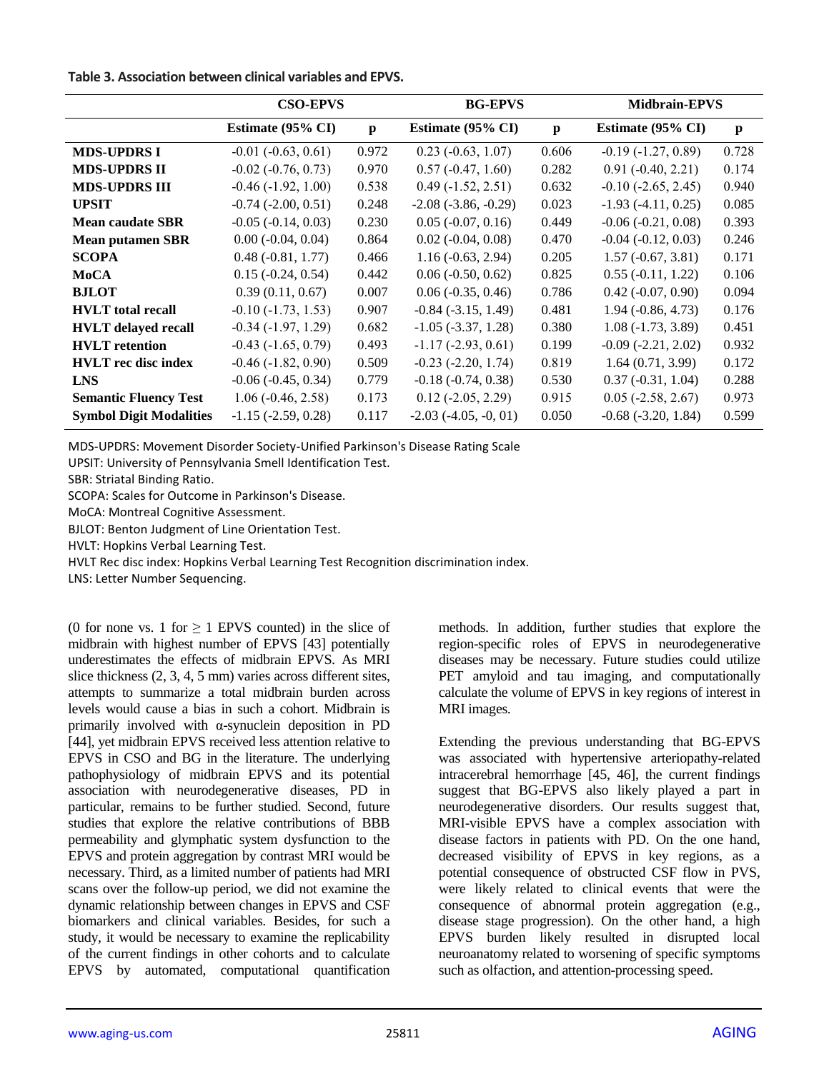**Table 3. Association between clinical variables and EPVS.**

| | CSO-EPVS | | BG-EPVS | | Midbrain-EPVS | |
|---|---|---|---|---|---|---|
| | Estimate (95% CI) | p | Estimate (95% CI) | p | Estimate (95% CI) | p |
| **MDS-UPDRS I** | -0.01 (-0.63, 0.61) | 0.972 | 0.23 (-0.63, 1.07) | 0.606 | -0.19 (-1.27, 0.89) | 0.728 |
| **MDS-UPDRS II** | -0.02 (-0.76, 0.73) | 0.970 | 0.57 (-0.47, 1.60) | 0.282 | 0.91 (-0.40, 2.21) | 0.174 |
| **MDS-UPDRS III** | -0.46 (-1.92, 1.00) | 0.538 | 0.49 (-1.52, 2.51) | 0.632 | -0.10 (-2.65, 2.45) | 0.940 |
| **UPSIT** | -0.74 (-2.00, 0.51) | 0.248 | -2.08 (-3.86, -0.29) | 0.023 | -1.93 (-4.11, 0.25) | 0.085 |
| **Mean caudate SBR** | -0.05 (-0.14, 0.03) | 0.230 | 0.05 (-0.07, 0.16) | 0.449 | -0.06 (-0.21, 0.08) | 0.393 |
| **Mean putamen SBR** | 0.00 (-0.04, 0.04) | 0.864 | 0.02 (-0.04, 0.08) | 0.470 | -0.04 (-0.12, 0.03) | 0.246 |
| **SCOPA** | 0.48 (-0.81, 1.77) | 0.466 | 1.16 (-0.63, 2.94) | 0.205 | 1.57 (-0.67, 3.81) | 0.171 |
| **MoCA** | 0.15 (-0.24, 0.54) | 0.442 | 0.06 (-0.50, 0.62) | 0.825 | 0.55 (-0.11, 1.22) | 0.106 |
| **BJLOT** | 0.39 (0.11, 0.67) | 0.007 | 0.06 (-0.35, 0.46) | 0.786 | 0.42 (-0.07, 0.90) | 0.094 |
| **HVLT total recall** | -0.10 (-1.73, 1.53) | 0.907 | -0.84 (-3.15, 1.49) | 0.481 | 1.94 (-0.86, 4.73) | 0.176 |
| **HVLT delayed recall** | -0.34 (-1.97, 1.29) | 0.682 | -1.05 (-3.37, 1.28) | 0.380 | 1.08 (-1.73, 3.89) | 0.451 |
| **HVLT retention** | -0.43 (-1.65, 0.79) | 0.493 | -1.17 (-2.93, 0.61) | 0.199 | -0.09 (-2.21, 2.02) | 0.932 |
| **HVLT rec disc index** | -0.46 (-1.82, 0.90) | 0.509 | -0.23 (-2.20, 1.74) | 0.819 | 1.64 (0.71, 3.99) | 0.172 |
| **LNS** | -0.06 (-0.45, 0.34) | 0.779 | -0.18 (-0.74, 0.38) | 0.530 | 0.37 (-0.31, 1.04) | 0.288 |
| **Semantic Fluency Test** | 1.06 (-0.46, 2.58) | 0.173 | 0.12 (-2.05, 2.29) | 0.915 | 0.05 (-2.58, 2.67) | 0.973 |
| **Symbol Digit Modalities** | -1.15 (-2.59, 0.28) | 0.117 | -2.03 (-4.05, -0, 01) | 0.050 | -0.68 (-3.20, 1.84) | 0.599 |

MDS-UPDRS: Movement Disorder Society-Unified Parkinson's Disease Rating Scale
UPSIT: University of Pennsylvania Smell Identification Test.
SBR: Striatal Binding Ratio.
SCOPA: Scales for Outcome in Parkinson's Disease.
MoCA: Montreal Cognitive Assessment.
BJLOT: Benton Judgment of Line Orientation Test.
HVLT: Hopkins Verbal Learning Test.
HVLT Rec disc index: Hopkins Verbal Learning Test Recognition discrimination index.
LNS: Letter Number Sequencing.

(0 for none vs. 1 for ≥ 1 EPVS counted) in the slice of midbrain with highest number of EPVS [43] potentially underestimates the effects of midbrain EPVS. As MRI slice thickness (2, 3, 4, 5 mm) varies across different sites, attempts to summarize a total midbrain burden across levels would cause a bias in such a cohort. Midbrain is primarily involved with α-synuclein deposition in PD [44], yet midbrain EPVS received less attention relative to EPVS in CSO and BG in the literature. The underlying pathophysiology of midbrain EPVS and its potential association with neurodegenerative diseases, PD in particular, remains to be further studied. Second, future studies that explore the relative contributions of BBB permeability and glymphatic system dysfunction to the EPVS and protein aggregation by contrast MRI would be necessary. Third, as a limited number of patients had MRI scans over the follow-up period, we did not examine the dynamic relationship between changes in EPVS and CSF biomarkers and clinical variables. Besides, for such a study, it would be necessary to examine the replicability of the current findings in other cohorts and to calculate EPVS by automated, computational quantification methods. In addition, further studies that explore the region-specific roles of EPVS in neurodegenerative diseases may be necessary. Future studies could utilize PET amyloid and tau imaging, and computationally calculate the volume of EPVS in key regions of interest in MRI images.

Extending the previous understanding that BG-EPVS was associated with hypertensive arteriopathy-related intracerebral hemorrhage [45, 46], the current findings suggest that BG-EPVS also likely played a part in neurodegenerative disorders. Our results suggest that, MRI-visible EPVS have a complex association with disease factors in patients with PD. On the one hand, decreased visibility of EPVS in key regions, as a potential consequence of obstructed CSF flow in PVS, were likely related to clinical events that were the consequence of abnormal protein aggregation (e.g., disease stage progression). On the other hand, a high EPVS burden likely resulted in disrupted local neuroanatomy related to worsening of specific symptoms such as olfaction, and attention-processing speed.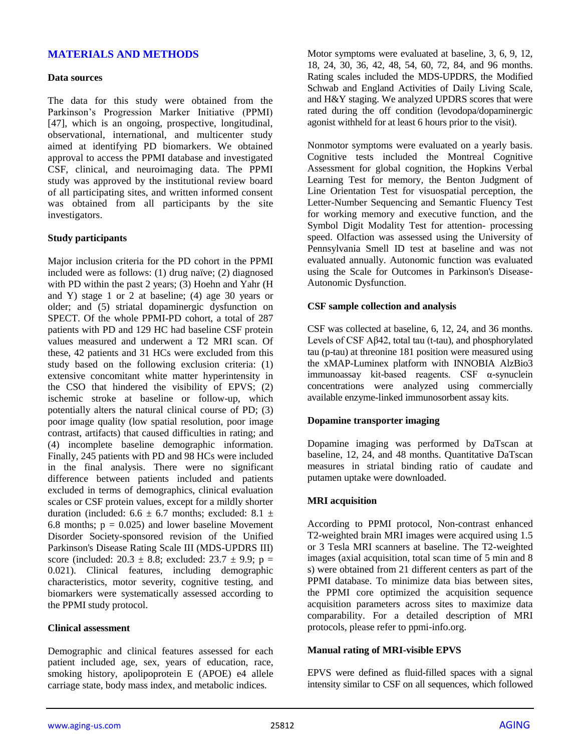## MATERIALS AND METHODS

### Data sources

The data for this study were obtained from the Parkinson's Progression Marker Initiative (PPMI) [47], which is an ongoing, prospective, longitudinal, observational, international, and multicenter study aimed at identifying PD biomarkers. We obtained approval to access the PPMI database and investigated CSF, clinical, and neuroimaging data. The PPMI study was approved by the institutional review board of all participating sites, and written informed consent was obtained from all participants by the site investigators.

### Study participants

Major inclusion criteria for the PD cohort in the PPMI included were as follows: (1) drug naïve; (2) diagnosed with PD within the past 2 years; (3) Hoehn and Yahr (H and Y) stage 1 or 2 at baseline; (4) age 30 years or older; and (5) striatal dopaminergic dysfunction on SPECT. Of the whole PPMI-PD cohort, a total of 287 patients with PD and 129 HC had baseline CSF protein values measured and underwent a T2 MRI scan. Of these, 42 patients and 31 HCs were excluded from this study based on the following exclusion criteria: (1) extensive concomitant white matter hyperintensity in the CSO that hindered the visibility of EPVS; (2) ischemic stroke at baseline or follow-up, which potentially alters the natural clinical course of PD; (3) poor image quality (low spatial resolution, poor image contrast, artifacts) that caused difficulties in rating; and (4) incomplete baseline demographic information. Finally, 245 patients with PD and 98 HCs were included in the final analysis. There were no significant difference between patients included and patients excluded in terms of demographics, clinical evaluation scales or CSF protein values, except for a mildly shorter duration (included: $6.6 \pm 6.7$ months; excluded: $8.1 \pm 6.8$ months; $p = 0.025$) and lower baseline Movement Disorder Society-sponsored revision of the Unified Parkinson's Disease Rating Scale III (MDS-UPDRS III) score (included: $20.3 \pm 8.8$; excluded: $23.7 \pm 9.9$; $p = 0.021$). Clinical features, including demographic characteristics, motor severity, cognitive testing, and biomarkers were systematically assessed according to the PPMI study protocol.

### Clinical assessment

Demographic and clinical features assessed for each patient included age, sex, years of education, race, smoking history, apolipoprotein E (APOE) e4 allele carriage state, body mass index, and metabolic indices.

Motor symptoms were evaluated at baseline, 3, 6, 9, 12, 18, 24, 30, 36, 42, 48, 54, 60, 72, 84, and 96 months. Rating scales included the MDS-UPDRS, the Modified Schwab and England Activities of Daily Living Scale, and H&Y staging. We analyzed UPDRS scores that were rated during the off condition (levodopa/dopaminergic agonist withheld for at least 6 hours prior to the visit).

Nonmotor symptoms were evaluated on a yearly basis. Cognitive tests included the Montreal Cognitive Assessment for global cognition, the Hopkins Verbal Learning Test for memory, the Benton Judgment of Line Orientation Test for visuospatial perception, the Letter-Number Sequencing and Semantic Fluency Test for working memory and executive function, and the Symbol Digit Modality Test for attention- processing speed. Olfaction was assessed using the University of Pennsylvania Smell ID test at baseline and was not evaluated annually. Autonomic function was evaluated using the Scale for Outcomes in Parkinson's Disease-Autonomic Dysfunction.

### CSF sample collection and analysis

CSF was collected at baseline, 6, 12, 24, and 36 months. Levels of CSF Aβ42, total tau (t-tau), and phosphorylated tau (p-tau) at threonine 181 position were measured using the xMAP-Luminex platform with INNOBIA AlzBio3 immunoassay kit-based reagents. CSF α-synuclein concentrations were analyzed using commercially available enzyme-linked immunosorbent assay kits.

### Dopamine transporter imaging

Dopamine imaging was performed by DaTscan at baseline, 12, 24, and 48 months. Quantitative DaTscan measures in striatal binding ratio of caudate and putamen uptake were downloaded.

### MRI acquisition

According to PPMI protocol, Non-contrast enhanced T2-weighted brain MRI images were acquired using 1.5 or 3 Tesla MRI scanners at baseline. The T2-weighted images (axial acquisition, total scan time of 5 min and 8 s) were obtained from 21 different centers as part of the PPMI database. To minimize data bias between sites, the PPMI core optimized the acquisition sequence acquisition parameters across sites to maximize data comparability. For a detailed description of MRI protocols, please refer to ppmi-info.org.

### Manual rating of MRI-visible EPVS

EPVS were defined as fluid-filled spaces with a signal intensity similar to CSF on all sequences, which followed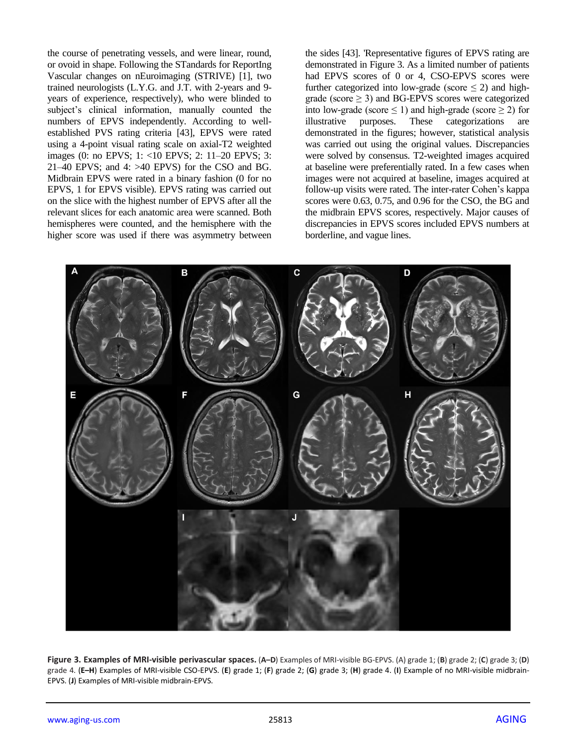the course of penetrating vessels, and were linear, round, or ovoid in shape. Following the STandards for ReportIng Vascular changes on nEuroimaging (STRIVE) [1], two trained neurologists (L.Y.G. and J.T. with 2-years and 9-years of experience, respectively), who were blinded to subject's clinical information, manually counted the numbers of EPVS independently. According to well-established PVS rating criteria [43], EPVS were rated using a 4-point visual rating scale on axial-T2 weighted images (0: no EPVS; 1: <10 EPVS; 2: 11–20 EPVS; 3: 21–40 EPVS; and 4: >40 EPVS) for the CSO and BG. Midbrain EPVS were rated in a binary fashion (0 for no EPVS, 1 for EPVS visible). EPVS rating was carried out on the slice with the highest number of EPVS after all the relevant slices for each anatomic area were scanned. Both hemispheres were counted, and the hemisphere with the higher score was used if there was asymmetry between the sides [43]. 'Representative figures of EPVS rating are demonstrated in Figure 3. As a limited number of patients had EPVS scores of 0 or 4, CSO-EPVS scores were further categorized into low-grade (score $\leq$ 2) and high-grade (score $\geq$ 3) and BG-EPVS scores were categorized into low-grade (score $\leq$ 1) and high-grade (score $\geq$ 2) for illustrative purposes. These categorizations are demonstrated in the figures; however, statistical analysis was carried out using the original values. Discrepancies were solved by consensus. T2-weighted images acquired at baseline were preferentially rated. In a few cases when images were not acquired at baseline, images acquired at follow-up visits were rated. The inter-rater Cohen's kappa scores were 0.63, 0.75, and 0.96 for the CSO, the BG and the midbrain EPVS scores, respectively. Major causes of discrepancies in EPVS scores included EPVS numbers at borderline, and vague lines.

**Figure 3. Examples of MRI-visible perivascular spaces.** (**A–D**) Examples of MRI-visible BG-EPVS. (A) grade 1; (**B**) grade 2; (**C**) grade 3; (**D**) grade 4. (**E–H**) Examples of MRI-visible CSO-EPVS. (**E**) grade 1; (**F**) grade 2; (**G**) grade 3; (**H**) grade 4. (**I**) Example of no MRI-visible midbrain-EPVS. (**J**) Examples of MRI-visible midbrain-EPVS.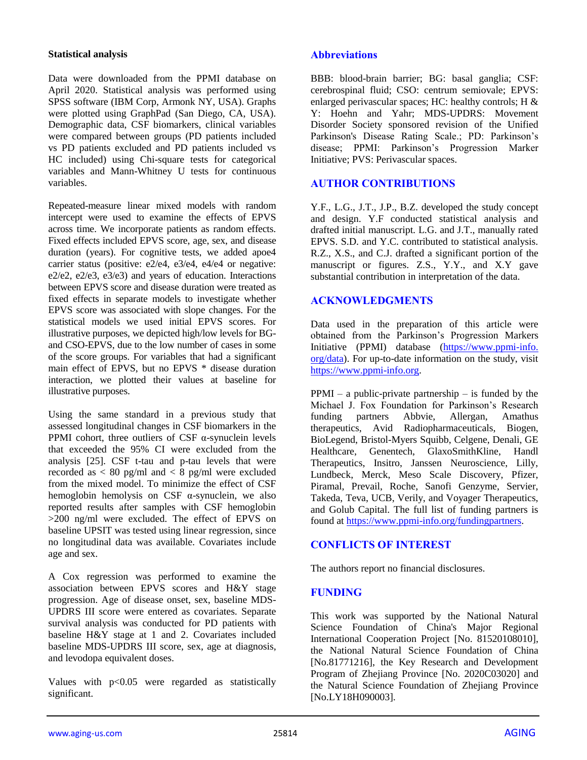### Statistical analysis

Data were downloaded from the PPMI database on April 2020. Statistical analysis was performed using SPSS software (IBM Corp, Armonk NY, USA). Graphs were plotted using GraphPad (San Diego, CA, USA). Demographic data, CSF biomarkers, clinical variables were compared between groups (PD patients included vs PD patients excluded and PD patients included vs HC included) using Chi-square tests for categorical variables and Mann-Whitney U tests for continuous variables.

Repeated-measure linear mixed models with random intercept were used to examine the effects of EPVS across time. We incorporate patients as random effects. Fixed effects included EPVS score, age, sex, and disease duration (years). For cognitive tests, we added apoe4 carrier status (positive: e2/e4, e3/e4, e4/e4 or negative: e2/e2, e2/e3, e3/e3) and years of education. Interactions between EPVS score and disease duration were treated as fixed effects in separate models to investigate whether EPVS score was associated with slope changes. For the statistical models we used initial EPVS scores. For illustrative purposes, we depicted high/low levels for BG- and CSO-EPVS, due to the low number of cases in some of the score groups. For variables that had a significant main effect of EPVS, but no EPVS * disease duration interaction, we plotted their values at baseline for illustrative purposes.

Using the same standard in a previous study that assessed longitudinal changes in CSF biomarkers in the PPMI cohort, three outliers of CSF α-synuclein levels that exceeded the 95% CI were excluded from the analysis [25]. CSF t-tau and p-tau levels that were recorded as < 80 pg/ml and < 8 pg/ml were excluded from the mixed model. To minimize the effect of CSF hemoglobin hemolysis on CSF α-synuclein, we also reported results after samples with CSF hemoglobin >200 ng/ml were excluded. The effect of EPVS on baseline UPSIT was tested using linear regression, since no longitudinal data was available. Covariates include age and sex.

A Cox regression was performed to examine the association between EPVS scores and H&Y stage progression. Age of disease onset, sex, baseline MDS-UPDRS III score were entered as covariates. Separate survival analysis was conducted for PD patients with baseline H&Y stage at 1 and 2. Covariates included baseline MDS-UPDRS III score, sex, age at diagnosis, and levodopa equivalent doses.

Values with $p<0.05$ were regarded as statistically significant.

## Abbreviations

BBB: blood-brain barrier; BG: basal ganglia; CSF: cerebrospinal fluid; CSO: centrum semiovale; EPVS: enlarged perivascular spaces; HC: healthy controls; H & Y: Hoehn and Yahr; MDS-UPDRS: Movement Disorder Society sponsored revision of the Unified Parkinson's Disease Rating Scale.; PD: Parkinson's disease; PPMI: Parkinson's Progression Marker Initiative; PVS: Perivascular spaces.

## AUTHOR CONTRIBUTIONS

Y.F., L.G., J.T., J.P., B.Z. developed the study concept and design. Y.F conducted statistical analysis and drafted initial manuscript. L.G. and J.T., manually rated EPVS. S.D. and Y.C. contributed to statistical analysis. R.Z., X.S., and C.J. drafted a significant portion of the manuscript or figures. Z.S., Y.Y., and X.Y gave substantial contribution in interpretation of the data.

## ACKNOWLEDGMENTS

Data used in the preparation of this article were obtained from the Parkinson's Progression Markers Initiative (PPMI) database (https://www.ppmi-info.org/data). For up-to-date information on the study, visit https://www.ppmi-info.org.

PPMI – a public-private partnership – is funded by the Michael J. Fox Foundation for Parkinson's Research funding partners Abbvie, Allergan, Amathus therapeutics, Avid Radiopharmaceuticals, Biogen, BioLegend, Bristol-Myers Squibb, Celgene, Denali, GE Healthcare, Genentech, GlaxoSmithKline, Handl Therapeutics, Insitro, Janssen Neuroscience, Lilly, Lundbeck, Merck, Meso Scale Discovery, Pfizer, Piramal, Prevail, Roche, Sanofi Genzyme, Servier, Takeda, Teva, UCB, Verily, and Voyager Therapeutics, and Golub Capital. The full list of funding partners is found at https://www.ppmi-info.org/fundingpartners.

## CONFLICTS OF INTEREST

The authors report no financial disclosures.

## FUNDING

This work was supported by the National Natural Science Foundation of China's Major Regional International Cooperation Project [No. 81520108010], the National Natural Science Foundation of China [No.81771216], the Key Research and Development Program of Zhejiang Province [No. 2020C03020] and the Natural Science Foundation of Zhejiang Province [No.LY18H090003].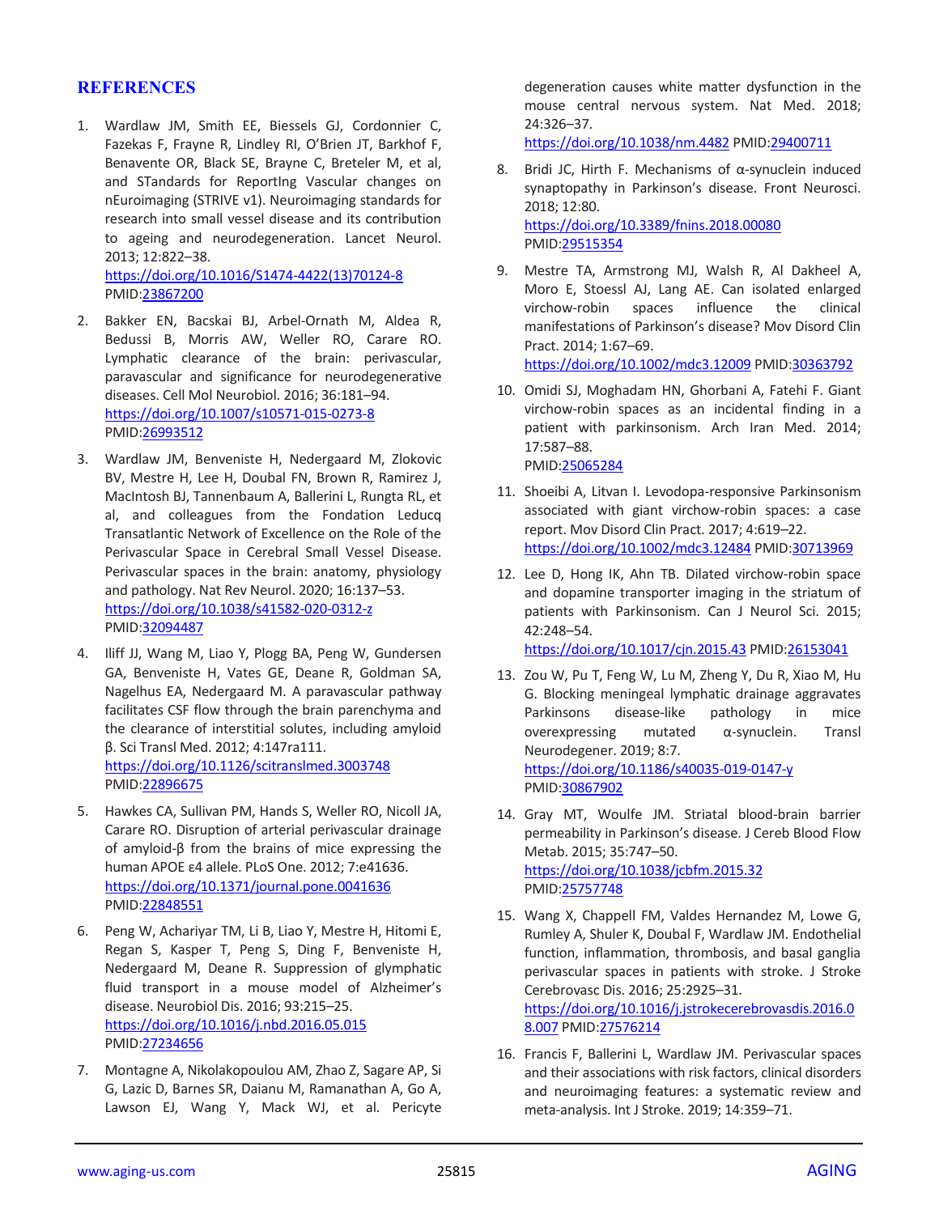## REFERENCES

1. Wardlaw JM, Smith EE, Biessels GJ, Cordonnier C, Fazekas F, Frayne R, Lindley RI, O'Brien JT, Barkhof F, Benavente OR, Black SE, Brayne C, Breteler M, et al, and STandards for ReportIng Vascular changes on nEuroimaging (STRIVE v1). Neuroimaging standards for research into small vessel disease and its contribution to ageing and neurodegeneration. Lancet Neurol. 2013; 12:822–38.
https://doi.org/10.1016/S1474-4422(13)70124-8
PMID:23867200

2. Bakker EN, Bacskai BJ, Arbel-Ornath M, Aldea R, Bedussi B, Morris AW, Weller RO, Carare RO. Lymphatic clearance of the brain: perivascular, paravascular and significance for neurodegenerative diseases. Cell Mol Neurobiol. 2016; 36:181–94.
https://doi.org/10.1007/s10571-015-0273-8
PMID:26993512

3. Wardlaw JM, Benveniste H, Nedergaard M, Zlokovic BV, Mestre H, Lee H, Doubal FN, Brown R, Ramirez J, MacIntosh BJ, Tannenbaum A, Ballerini L, Rungta RL, et al, and colleagues from the Fondation Leducq Transatlantic Network of Excellence on the Role of the Perivascular Space in Cerebral Small Vessel Disease. Perivascular spaces in the brain: anatomy, physiology and pathology. Nat Rev Neurol. 2020; 16:137–53.
https://doi.org/10.1038/s41582-020-0312-z
PMID:32094487

4. Iliff JJ, Wang M, Liao Y, Plogg BA, Peng W, Gundersen GA, Benveniste H, Vates GE, Deane R, Goldman SA, Nagelhus EA, Nedergaard M. A paravascular pathway facilitates CSF flow through the brain parenchyma and the clearance of interstitial solutes, including amyloid β. Sci Transl Med. 2012; 4:147ra111.
https://doi.org/10.1126/scitranslmed.3003748
PMID:22896675

5. Hawkes CA, Sullivan PM, Hands S, Weller RO, Nicoll JA, Carare RO. Disruption of arterial perivascular drainage of amyloid-β from the brains of mice expressing the human APOE ε4 allele. PLoS One. 2012; 7:e41636.
https://doi.org/10.1371/journal.pone.0041636
PMID:22848551

6. Peng W, Achariyar TM, Li B, Liao Y, Mestre H, Hitomi E, Regan S, Kasper T, Peng S, Ding F, Benveniste H, Nedergaard M, Deane R. Suppression of glymphatic fluid transport in a mouse model of Alzheimer's disease. Neurobiol Dis. 2016; 93:215–25.
https://doi.org/10.1016/j.nbd.2016.05.015
PMID:27234656

7. Montagne A, Nikolakopoulou AM, Zhao Z, Sagare AP, Si G, Lazic D, Barnes SR, Daianu M, Ramanathan A, Go A, Lawson EJ, Wang Y, Mack WJ, et al. Pericyte degeneration causes white matter dysfunction in the mouse central nervous system. Nat Med. 2018; 24:326–37.
https://doi.org/10.1038/nm.4482 PMID:29400711

8. Bridi JC, Hirth F. Mechanisms of α-synuclein induced synaptopathy in Parkinson's disease. Front Neurosci. 2018; 12:80.
https://doi.org/10.3389/fnins.2018.00080
PMID:29515354

9. Mestre TA, Armstrong MJ, Walsh R, Al Dakheel A, Moro E, Stoessl AJ, Lang AE. Can isolated enlarged virchow-robin spaces influence the clinical manifestations of Parkinson's disease? Mov Disord Clin Pract. 2014; 1:67–69.
https://doi.org/10.1002/mdc3.12009 PMID:30363792

10. Omidi SJ, Moghadam HN, Ghorbani A, Fatehi F. Giant virchow-robin spaces as an incidental finding in a patient with parkinsonism. Arch Iran Med. 2014; 17:587–88.
PMID:25065284

11. Shoeibi A, Litvan I. Levodopa-responsive Parkinsonism associated with giant virchow-robin spaces: a case report. Mov Disord Clin Pract. 2017; 4:619–22.
https://doi.org/10.1002/mdc3.12484 PMID:30713969

12. Lee D, Hong IK, Ahn TB. Dilated virchow-robin space and dopamine transporter imaging in the striatum of patients with Parkinsonism. Can J Neurol Sci. 2015; 42:248–54.
https://doi.org/10.1017/cjn.2015.43 PMID:26153041

13. Zou W, Pu T, Feng W, Lu M, Zheng Y, Du R, Xiao M, Hu G. Blocking meningeal lymphatic drainage aggravates Parkinsons disease-like pathology in mice overexpressing mutated α-synuclein. Transl Neurodegener. 2019; 8:7.
https://doi.org/10.1186/s40035-019-0147-y
PMID:30867902

14. Gray MT, Woulfe JM. Striatal blood-brain barrier permeability in Parkinson's disease. J Cereb Blood Flow Metab. 2015; 35:747–50.
https://doi.org/10.1038/jcbfm.2015.32
PMID:25757748

15. Wang X, Chappell FM, Valdes Hernandez M, Lowe G, Rumley A, Shuler K, Doubal F, Wardlaw JM. Endothelial function, inflammation, thrombosis, and basal ganglia perivascular spaces in patients with stroke. J Stroke Cerebrovasc Dis. 2016; 25:2925–31.
https://doi.org/10.1016/j.jstrokecerebrovasdis.2016.08.007 PMID:27576214

16. Francis F, Ballerini L, Wardlaw JM. Perivascular spaces and their associations with risk factors, clinical disorders and neuroimaging features: a systematic review and meta-analysis. Int J Stroke. 2019; 14:359–71.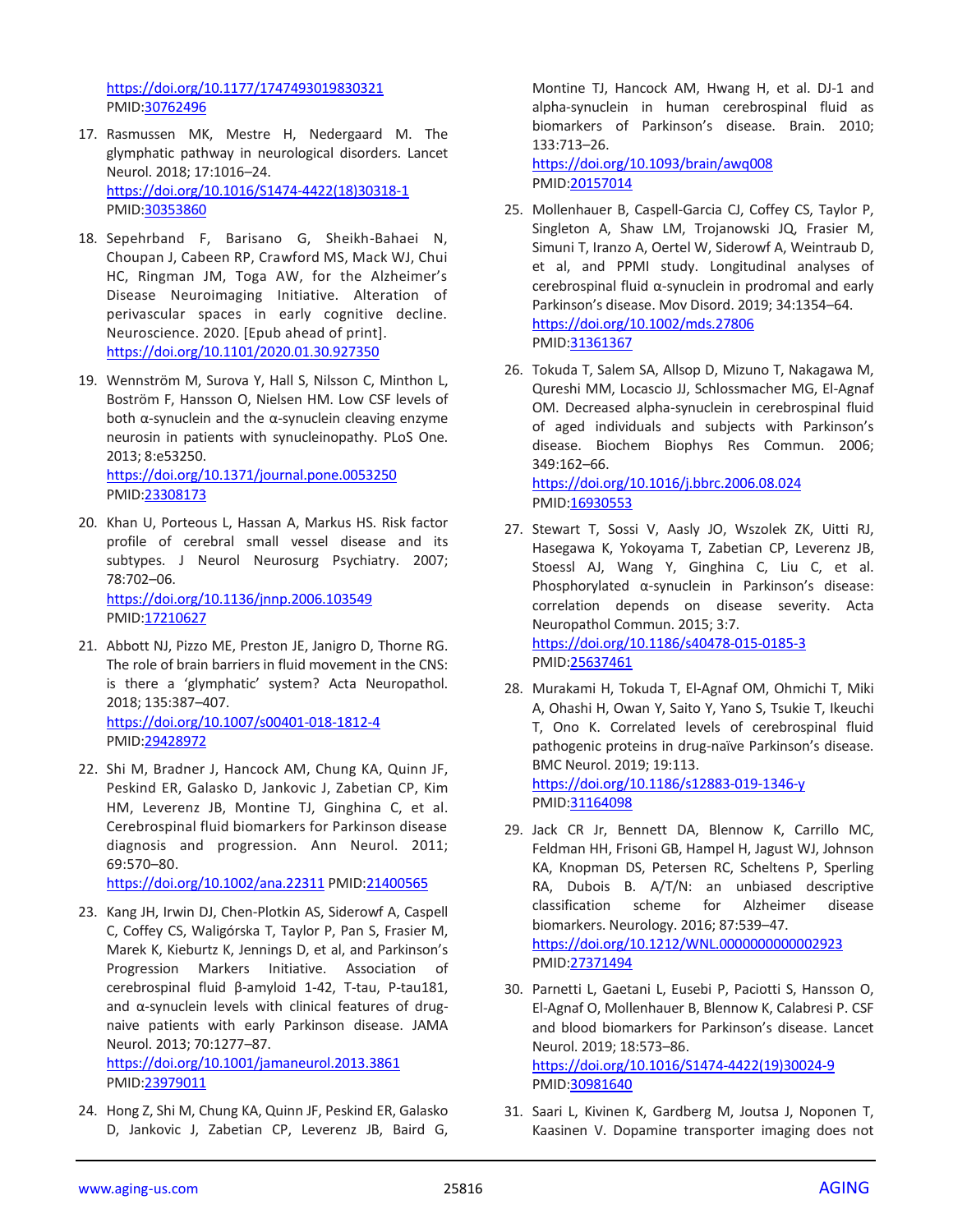https://doi.org/10.1177/1747493019830321 PMID:30762496

17. Rasmussen MK, Mestre H, Nedergaard M. The glymphatic pathway in neurological disorders. Lancet Neurol. 2018; 17:1016–24. https://doi.org/10.1016/S1474-4422(18)30318-1 PMID:30353860

18. Sepehrband F, Barisano G, Sheikh-Bahaei N, Choupan J, Cabeen RP, Crawford MS, Mack WJ, Chui HC, Ringman JM, Toga AW, for the Alzheimer's Disease Neuroimaging Initiative. Alteration of perivascular spaces in early cognitive decline. Neuroscience. 2020. [Epub ahead of print]. https://doi.org/10.1101/2020.01.30.927350

19. Wennström M, Surova Y, Hall S, Nilsson C, Minthon L, Boström F, Hansson O, Nielsen HM. Low CSF levels of both α-synuclein and the α-synuclein cleaving enzyme neurosin in patients with synucleinopathy. PLoS One. 2013; 8:e53250. https://doi.org/10.1371/journal.pone.0053250 PMID:23308173

20. Khan U, Porteous L, Hassan A, Markus HS. Risk factor profile of cerebral small vessel disease and its subtypes. J Neurol Neurosurg Psychiatry. 2007; 78:702–06. https://doi.org/10.1136/jnnp.2006.103549 PMID:17210627

21. Abbott NJ, Pizzo ME, Preston JE, Janigro D, Thorne RG. The role of brain barriers in fluid movement in the CNS: is there a 'glymphatic' system? Acta Neuropathol. 2018; 135:387–407. https://doi.org/10.1007/s00401-018-1812-4 PMID:29428972

22. Shi M, Bradner J, Hancock AM, Chung KA, Quinn JF, Peskind ER, Galasko D, Jankovic J, Zabetian CP, Kim HM, Leverenz JB, Montine TJ, Ginghina C, et al. Cerebrospinal fluid biomarkers for Parkinson disease diagnosis and progression. Ann Neurol. 2011; 69:570–80. https://doi.org/10.1002/ana.22311 PMID:21400565

23. Kang JH, Irwin DJ, Chen-Plotkin AS, Siderowf A, Caspell C, Coffey CS, Waligórska T, Taylor P, Pan S, Frasier M, Marek K, Kieburtz K, Jennings D, et al, and Parkinson's Progression Markers Initiative. Association of cerebrospinal fluid β-amyloid 1-42, T-tau, P-tau181, and α-synuclein levels with clinical features of drug-naive patients with early Parkinson disease. JAMA Neurol. 2013; 70:1277–87. https://doi.org/10.1001/jamaneurol.2013.3861 PMID:23979011

24. Hong Z, Shi M, Chung KA, Quinn JF, Peskind ER, Galasko D, Jankovic J, Zabetian CP, Leverenz JB, Baird G, Montine TJ, Hancock AM, Hwang H, et al. DJ-1 and alpha-synuclein in human cerebrospinal fluid as biomarkers of Parkinson's disease. Brain. 2010; 133:713–26. https://doi.org/10.1093/brain/awq008 PMID:20157014

25. Mollenhauer B, Caspell-Garcia CJ, Coffey CS, Taylor P, Singleton A, Shaw LM, Trojanowski JQ, Frasier M, Simuni T, Iranzo A, Oertel W, Siderowf A, Weintraub D, et al, and PPMI study. Longitudinal analyses of cerebrospinal fluid α-synuclein in prodromal and early Parkinson's disease. Mov Disord. 2019; 34:1354–64. https://doi.org/10.1002/mds.27806 PMID:31361367

26. Tokuda T, Salem SA, Allsop D, Mizuno T, Nakagawa M, Qureshi MM, Locascio JJ, Schlossmacher MG, El-Agnaf OM. Decreased alpha-synuclein in cerebrospinal fluid of aged individuals and subjects with Parkinson's disease. Biochem Biophys Res Commun. 2006; 349:162–66. https://doi.org/10.1016/j.bbrc.2006.08.024 PMID:16930553

27. Stewart T, Sossi V, Aasly JO, Wszolek ZK, Uitti RJ, Hasegawa K, Yokoyama T, Zabetian CP, Leverenz JB, Stoessl AJ, Wang Y, Ginghina C, Liu C, et al. Phosphorylated α-synuclein in Parkinson's disease: correlation depends on disease severity. Acta Neuropathol Commun. 2015; 3:7. https://doi.org/10.1186/s40478-015-0185-3 PMID:25637461

28. Murakami H, Tokuda T, El-Agnaf OM, Ohmichi T, Miki A, Ohashi H, Owan Y, Saito Y, Yano S, Tsukie T, Ikeuchi T, Ono K. Correlated levels of cerebrospinal fluid pathogenic proteins in drug-naïve Parkinson's disease. BMC Neurol. 2019; 19:113. https://doi.org/10.1186/s12883-019-1346-y PMID:31164098

29. Jack CR Jr, Bennett DA, Blennow K, Carrillo MC, Feldman HH, Frisoni GB, Hampel H, Jagust WJ, Johnson KA, Knopman DS, Petersen RC, Scheltens P, Sperling RA, Dubois B. A/T/N: an unbiased descriptive classification scheme for Alzheimer disease biomarkers. Neurology. 2016; 87:539–47. https://doi.org/10.1212/WNL.0000000000002923 PMID:27371494

30. Parnetti L, Gaetani L, Eusebi P, Paciotti S, Hansson O, El-Agnaf O, Mollenhauer B, Blennow K, Calabresi P. CSF and blood biomarkers for Parkinson's disease. Lancet Neurol. 2019; 18:573–86. https://doi.org/10.1016/S1474-4422(19)30024-9 PMID:30981640

31. Saari L, Kivinen K, Gardberg M, Joutsa J, Noponen T, Kaasinen V. Dopamine transporter imaging does not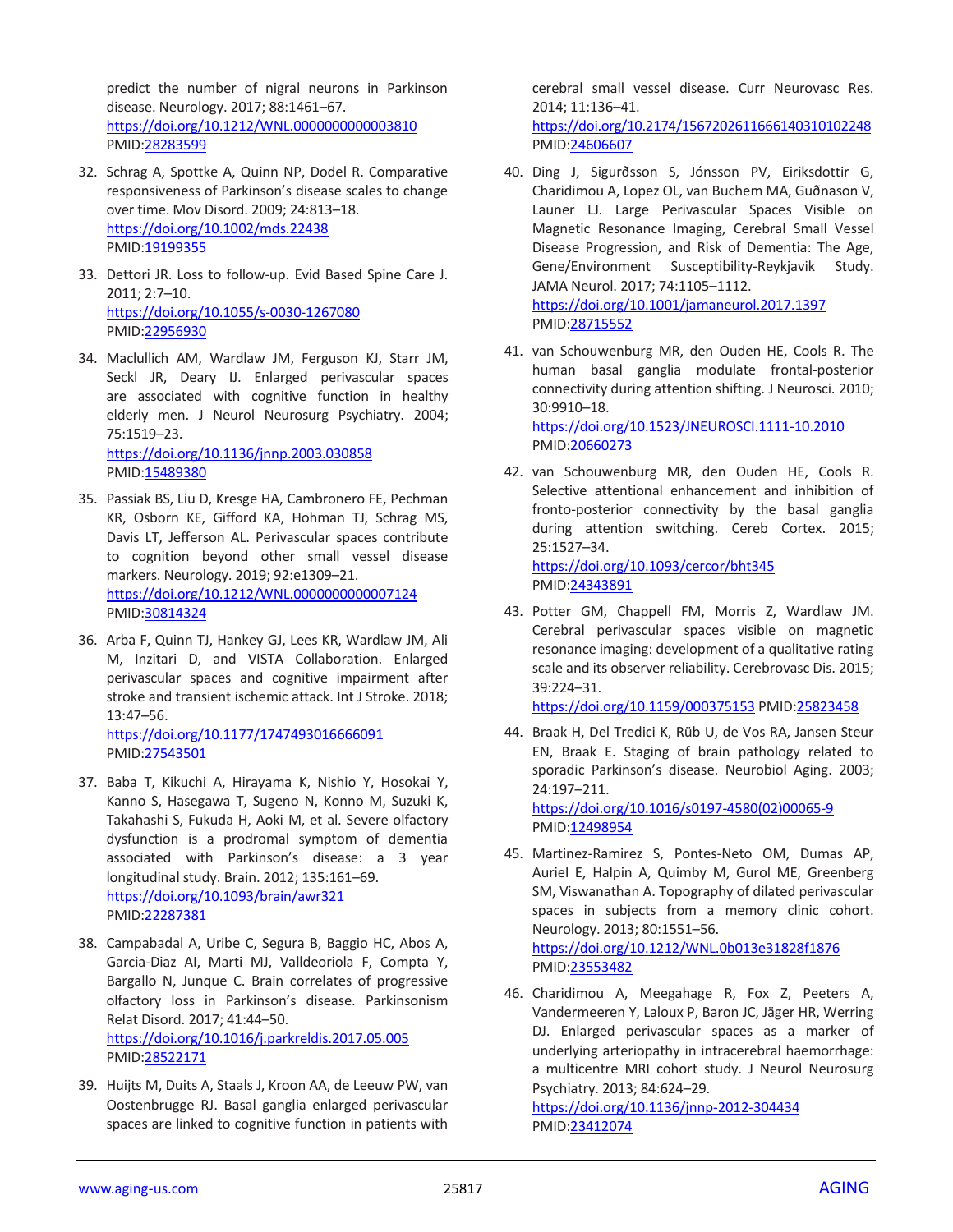predict the number of nigral neurons in Parkinson disease. Neurology. 2017; 88:1461–67. https://doi.org/10.1212/WNL.0000000000003810 PMID:28283599

32. Schrag A, Spottke A, Quinn NP, Dodel R. Comparative responsiveness of Parkinson's disease scales to change over time. Mov Disord. 2009; 24:813–18. https://doi.org/10.1002/mds.22438 PMID:19199355

33. Dettori JR. Loss to follow-up. Evid Based Spine Care J. 2011; 2:7–10. https://doi.org/10.1055/s-0030-1267080 PMID:22956930

34. Maclullich AM, Wardlaw JM, Ferguson KJ, Starr JM, Seckl JR, Deary IJ. Enlarged perivascular spaces are associated with cognitive function in healthy elderly men. J Neurol Neurosurg Psychiatry. 2004; 75:1519–23. https://doi.org/10.1136/jnnp.2003.030858 PMID:15489380

35. Passiak BS, Liu D, Kresge HA, Cambronero FE, Pechman KR, Osborn KE, Gifford KA, Hohman TJ, Schrag MS, Davis LT, Jefferson AL. Perivascular spaces contribute to cognition beyond other small vessel disease markers. Neurology. 2019; 92:e1309–21. https://doi.org/10.1212/WNL.0000000000007124 PMID:30814324

36. Arba F, Quinn TJ, Hankey GJ, Lees KR, Wardlaw JM, Ali M, Inzitari D, and VISTA Collaboration. Enlarged perivascular spaces and cognitive impairment after stroke and transient ischemic attack. Int J Stroke. 2018; 13:47–56. https://doi.org/10.1177/1747493016666091 PMID:27543501

37. Baba T, Kikuchi A, Hirayama K, Nishio Y, Hosokai Y, Kanno S, Hasegawa T, Sugeno N, Konno M, Suzuki K, Takahashi S, Fukuda H, Aoki M, et al. Severe olfactory dysfunction is a prodromal symptom of dementia associated with Parkinson's disease: a 3 year longitudinal study. Brain. 2012; 135:161–69. https://doi.org/10.1093/brain/awr321 PMID:22287381

38. Campabadal A, Uribe C, Segura B, Baggio HC, Abos A, Garcia-Diaz AI, Marti MJ, Valldeoriola F, Compta Y, Bargallo N, Junque C. Brain correlates of progressive olfactory loss in Parkinson's disease. Parkinsonism Relat Disord. 2017; 41:44–50. https://doi.org/10.1016/j.parkreldis.2017.05.005 PMID:28522171

39. Huijts M, Duits A, Staals J, Kroon AA, de Leeuw PW, van Oostenbrugge RJ. Basal ganglia enlarged perivascular spaces are linked to cognitive function in patients with cerebral small vessel disease. Curr Neurovasc Res. 2014; 11:136–41. https://doi.org/10.2174/1567202611666140310102248 PMID:24606607

40. Ding J, Sigurðsson S, Jónsson PV, Eiriksdottir G, Charidimou A, Lopez OL, van Buchem MA, Guðnason V, Launer LJ. Large Perivascular Spaces Visible on Magnetic Resonance Imaging, Cerebral Small Vessel Disease Progression, and Risk of Dementia: The Age, Gene/Environment Susceptibility-Reykjavik Study. JAMA Neurol. 2017; 74:1105–1112. https://doi.org/10.1001/jamaneurol.2017.1397 PMID:28715552

41. van Schouwenburg MR, den Ouden HE, Cools R. The human basal ganglia modulate frontal-posterior connectivity during attention shifting. J Neurosci. 2010; 30:9910–18. https://doi.org/10.1523/JNEUROSCI.1111-10.2010 PMID:20660273

42. van Schouwenburg MR, den Ouden HE, Cools R. Selective attentional enhancement and inhibition of fronto-posterior connectivity by the basal ganglia during attention switching. Cereb Cortex. 2015; 25:1527–34. https://doi.org/10.1093/cercor/bht345 PMID:24343891

43. Potter GM, Chappell FM, Morris Z, Wardlaw JM. Cerebral perivascular spaces visible on magnetic resonance imaging: development of a qualitative rating scale and its observer reliability. Cerebrovasc Dis. 2015; 39:224–31. https://doi.org/10.1159/000375153 PMID:25823458

44. Braak H, Del Tredici K, Rüb U, de Vos RA, Jansen Steur EN, Braak E. Staging of brain pathology related to sporadic Parkinson's disease. Neurobiol Aging. 2003; 24:197–211. https://doi.org/10.1016/s0197-4580(02)00065-9 PMID:12498954

45. Martinez-Ramirez S, Pontes-Neto OM, Dumas AP, Auriel E, Halpin A, Quimby M, Gurol ME, Greenberg SM, Viswanathan A. Topography of dilated perivascular spaces in subjects from a memory clinic cohort. Neurology. 2013; 80:1551–56. https://doi.org/10.1212/WNL.0b013e31828f1876 PMID:23553482

46. Charidimou A, Meegahage R, Fox Z, Peeters A, Vandermeeren Y, Laloux P, Baron JC, Jäger HR, Werring DJ. Enlarged perivascular spaces as a marker of underlying arteriopathy in intracerebral haemorrhage: a multicentre MRI cohort study. J Neurol Neurosurg Psychiatry. 2013; 84:624–29. https://doi.org/10.1136/jnnp-2012-304434 PMID:23412074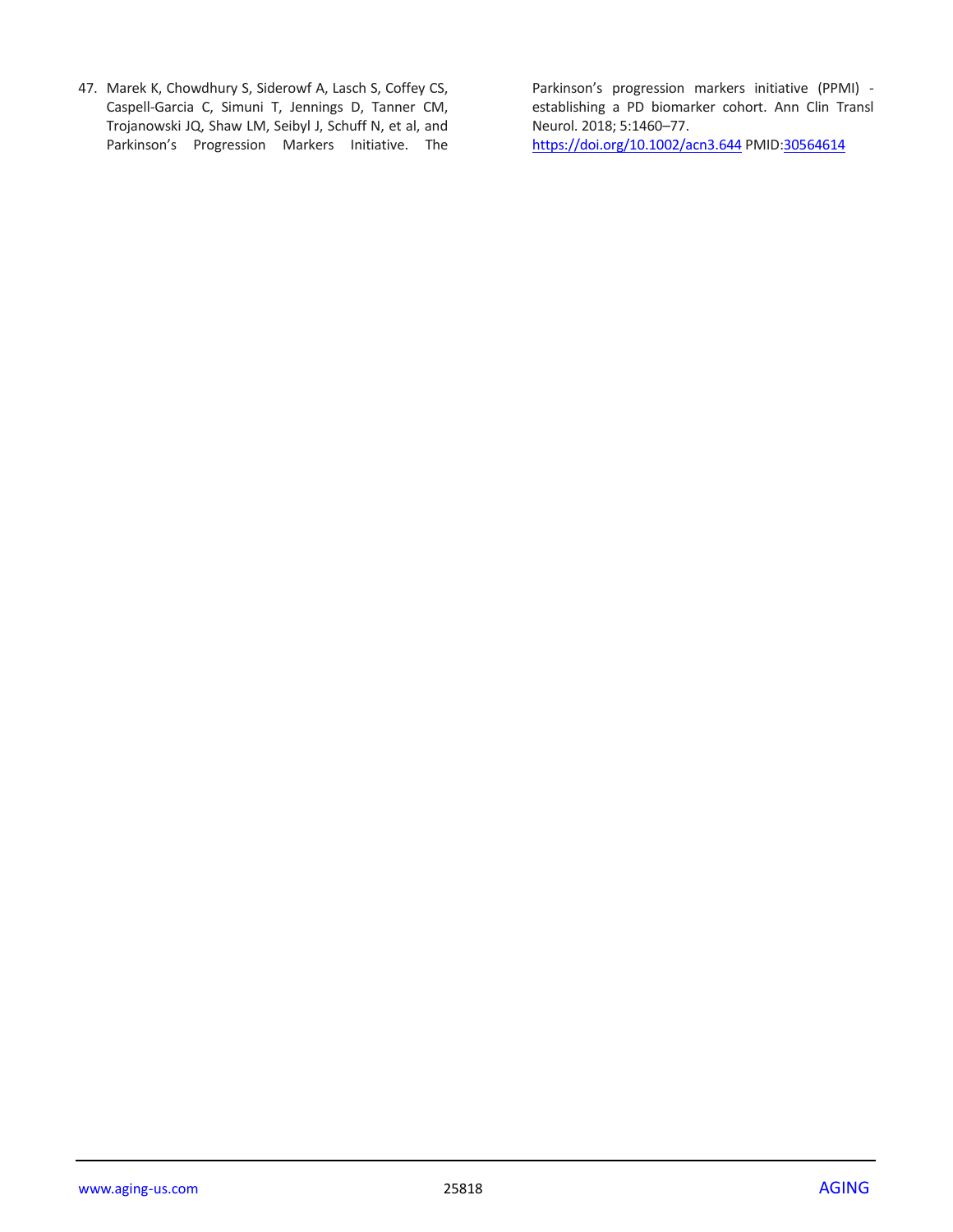47. Marek K, Chowdhury S, Siderowf A, Lasch S, Coffey CS, Caspell-Garcia C, Simuni T, Jennings D, Tanner CM, Trojanowski JQ, Shaw LM, Seibyl J, Schuff N, et al, and Parkinson's Progression Markers Initiative. The Parkinson's progression markers initiative (PPMI) - establishing a PD biomarker cohort. Ann Clin Transl Neurol. 2018; 5:1460–77. https://doi.org/10.1002/acn3.644 PMID:30564614